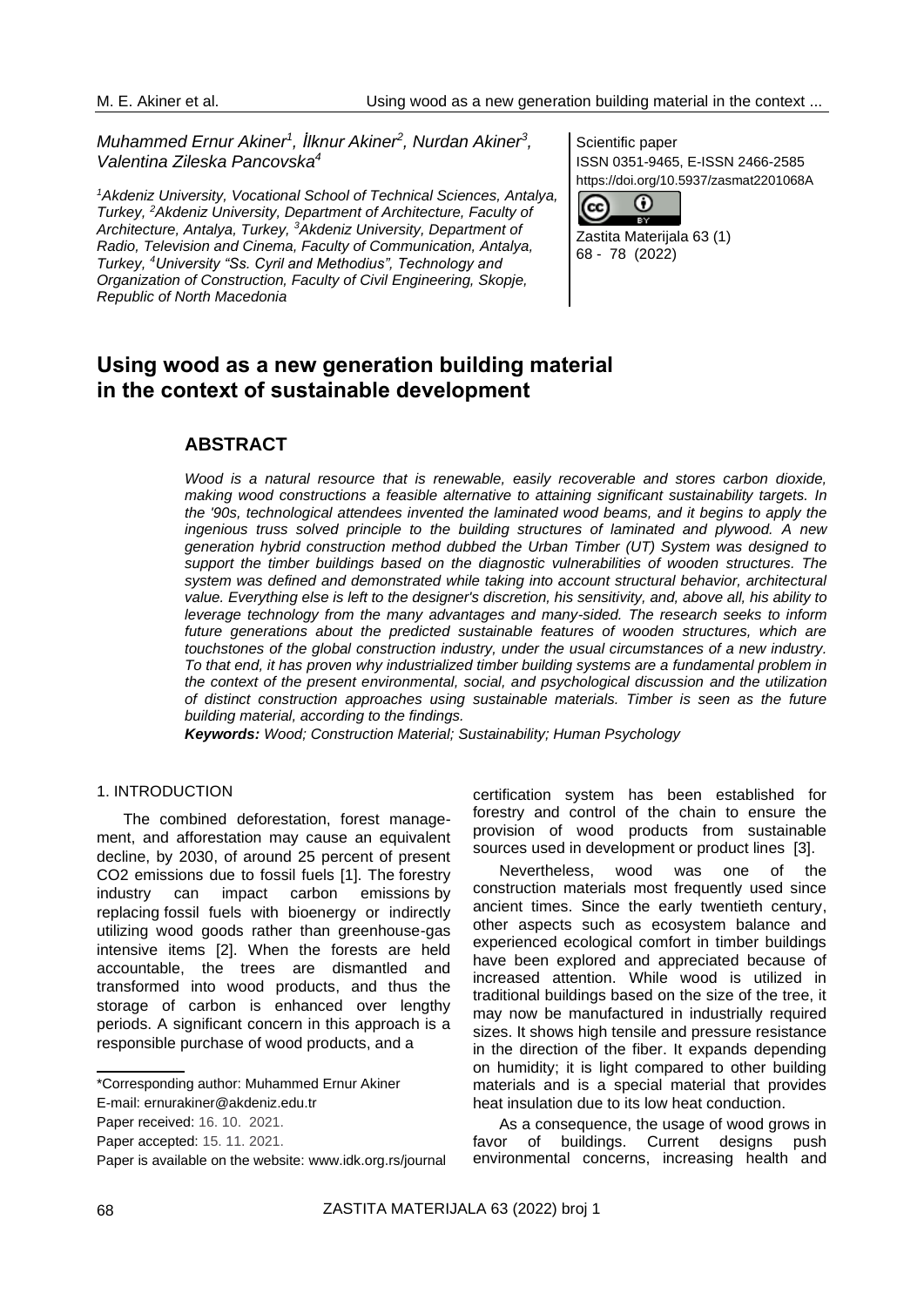*Muhammed Ernur Akiner[1], İlknur Akiner[2], Nurdan Akiner[3], Valentina Zileska Pancovska[4]*

*[1]Akdeniz University, Vocational School of Technical Sciences, Antalya, Turkey, [2]Akdeniz University, Department of Architecture, Faculty of Architecture, Antalya, Turkey, [3]Akdeniz University, Department of Radio, Television and Cinema, Faculty of Communication, Antalya, Turkey, [4]University "Ss. Cyril and Methodius", Technology and Organization of Construction, Faculty of Civil Engineering, Skopje, Republic of North Macedonia*

Scientific paper
ISSN 0351-9465, E-ISSN 2466-2585
https://doi.org/10.5937/zasmat2201068A

# Using wood as a new generation building material in the context of sustainable development

## ABSTRACT

*Wood is a natural resource that is renewable, easily recoverable and stores carbon dioxide, making wood constructions a feasible alternative to attaining significant sustainability targets. In the '90s, technological attendees invented the laminated wood beams, and it begins to apply the ingenious truss solved principle to the building structures of laminated and plywood. A new generation hybrid construction method dubbed the Urban Timber (UT) System was designed to support the timber buildings based on the diagnostic vulnerabilities of wooden structures. The system was defined and demonstrated while taking into account structural behavior, architectural value. Everything else is left to the designer's discretion, his sensitivity, and, above all, his ability to leverage technology from the many advantages and many-sided. The research seeks to inform future generations about the predicted sustainable features of wooden structures, which are touchstones of the global construction industry, under the usual circumstances of a new industry. To that end, it has proven why industrialized timber building systems are a fundamental problem in the context of the present environmental, social, and psychological discussion and the utilization of distinct construction approaches using sustainable materials. Timber is seen as the future building material, according to the findings.*

***Keywords:** Wood; Construction Material; Sustainability; Human Psychology*

## 1. INTRODUCTION

The combined deforestation, forest management, and afforestation may cause an equivalent decline, by 2030, of around 25 percent of present $CO_2$ emissions due to fossil fuels [1]. The forestry industry can impact carbon emissions by replacing fossil fuels with bioenergy or indirectly utilizing wood goods rather than greenhouse-gas intensive items [2]. When the forests are held accountable, the trees are dismantled and transformed into wood products, and thus the storage of carbon is enhanced over lengthy periods. A significant concern in this approach is a responsible purchase of wood products, and a certification system has been established for forestry and control of the chain to ensure the provision of wood products from sustainable sources used in development or product lines [3].

Nevertheless, wood was one of the construction materials most frequently used since ancient times. Since the early twentieth century, other aspects such as ecosystem balance and experienced ecological comfort in timber buildings have been explored and appreciated because of increased attention. While wood is utilized in traditional buildings based on the size of the tree, it may now be manufactured in industrially required sizes. It shows high tensile and pressure resistance in the direction of the fiber. It expands depending on humidity; it is light compared to other building materials and is a special material that provides heat insulation due to its low heat conduction.

As a consequence, the usage of wood grows in favor of buildings. Current designs push environmental concerns, increasing health and

\*Corresponding author: Muhammed Ernur Akiner
E-mail: ernurakiner@akdeniz.edu.tr
Paper received: 16. 10. 2021.
Paper accepted: 15. 11. 2021.
Paper is available on the website: www.idk.org.rs/journal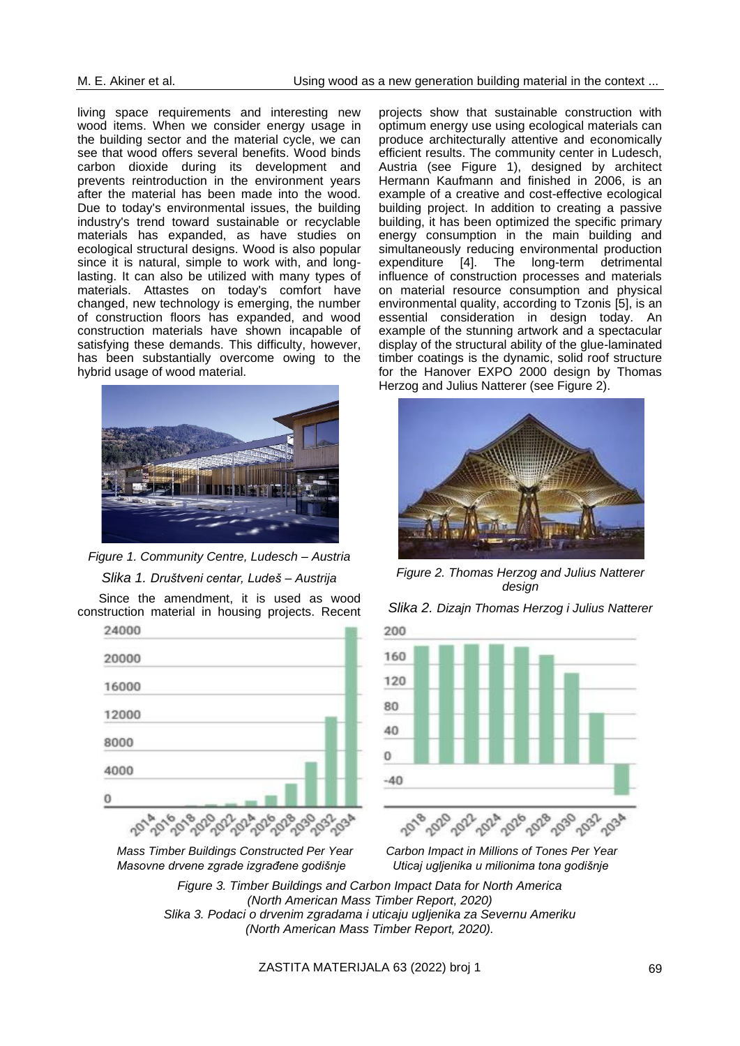living space requirements and interesting new wood items. When we consider energy usage in the building sector and the material cycle, we can see that wood offers several benefits. Wood binds carbon dioxide during its development and prevents reintroduction in the environment years after the material has been made into the wood. Due to today's environmental issues, the building industry's trend toward sustainable or recyclable materials has expanded, as have studies on ecological structural designs. Wood is also popular since it is natural, simple to work with, and long-lasting. It can also be utilized with many types of materials. Attastes on today's comfort have changed, new technology is emerging, the number of construction floors has expanded, and wood construction materials have shown incapable of satisfying these demands. This difficulty, however, has been substantially overcome owing to the hybrid usage of wood material.

*Figure 1. Community Centre, Ludesch – Austria*

*Slika 1. Društveni centar, Ludeš – Austrija*

Since the amendment, it is used as wood construction material in housing projects. Recent projects show that sustainable construction with optimum energy use using ecological materials can produce architecturally attentive and economically efficient results. The community center in Ludesch, Austria (see Figure 1), designed by architect Hermann Kaufmann and finished in 2006, is an example of a creative and cost-effective ecological building project. In addition to creating a passive building, it has been optimized the specific primary energy consumption in the main building and simultaneously reducing environmental production expenditure [4]. The long-term detrimental influence of construction processes and materials on material resource consumption and physical environmental quality, according to Tzonis [5], is an essential consideration in design today. An example of the stunning artwork and a spectacular display of the structural ability of the glue-laminated timber coatings is the dynamic, solid roof structure for the Hanover EXPO 2000 design by Thomas Herzog and Julius Natterer (see Figure 2).

*Figure 2. Thomas Herzog and Julius Natterer design*

*Slika 2. Dizajn Thomas Herzog i Julius Natterer*

*Mass Timber Buildings Constructed Per Year*
*Masovne drvene zgrade izgrađene godišnje*

*Carbon Impact in Millions of Tones Per Year*
*Uticaj ugljenika u milionima tona godišnje*

*Figure 3. Timber Buildings and Carbon Impact Data for North America (North American Mass Timber Report, 2020)*

*Slika 3. Podaci o drvenim zgradama i uticaju ugljenika za Severnu Ameriku (North American Mass Timber Report, 2020).*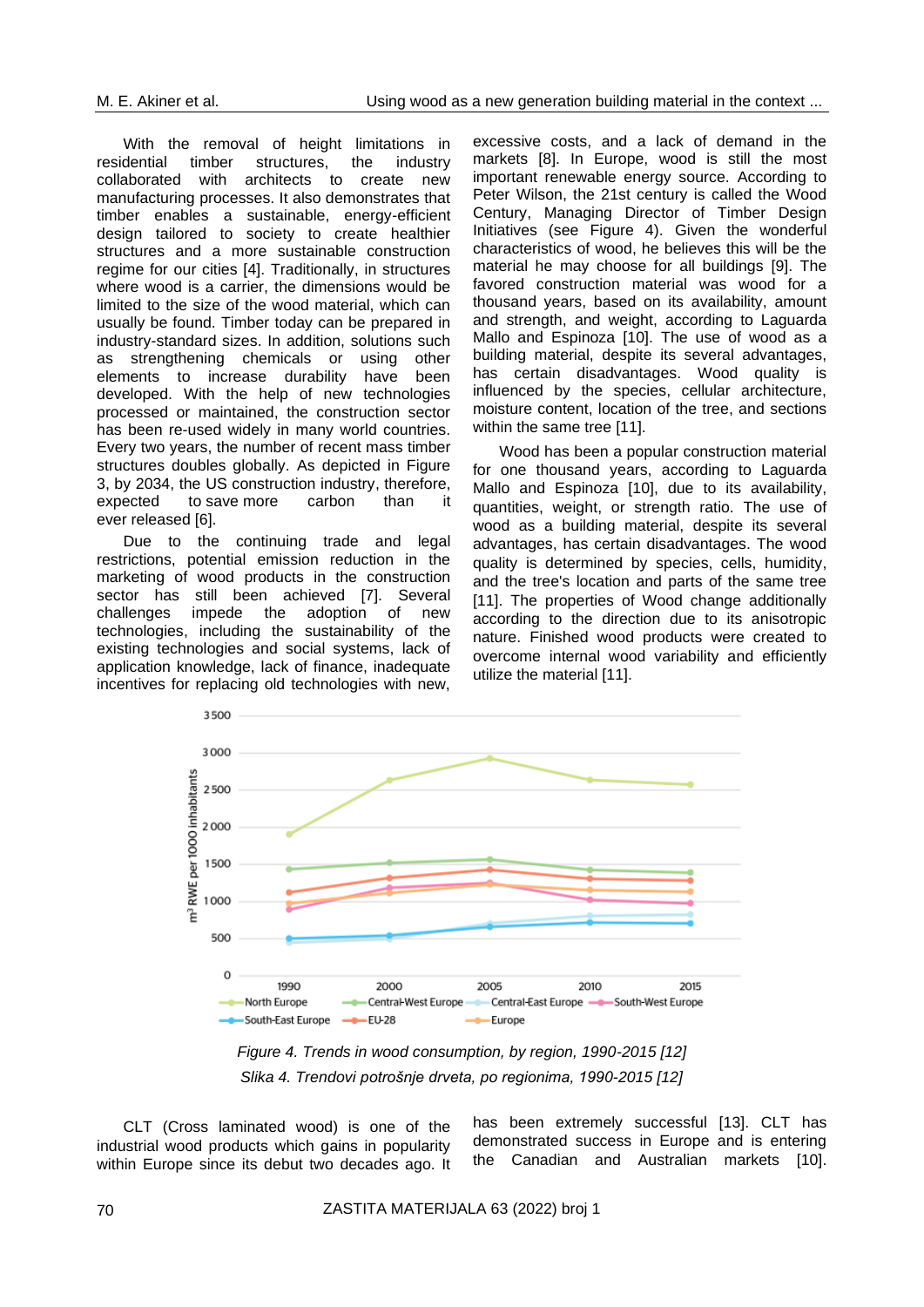With the removal of height limitations in residential timber structures, the industry collaborated with architects to create new manufacturing processes. It also demonstrates that timber enables a sustainable, energy-efficient design tailored to society to create healthier structures and a more sustainable construction regime for our cities [4]. Traditionally, in structures where wood is a carrier, the dimensions would be limited to the size of the wood material, which can usually be found. Timber today can be prepared in industry-standard sizes. In addition, solutions such as strengthening chemicals or using other elements to increase durability have been developed. With the help of new technologies processed or maintained, the construction sector has been re-used widely in many world countries. Every two years, the number of recent mass timber structures doubles globally. As depicted in Figure 3, by 2034, the US construction industry, therefore, expected to save more carbon than it ever released [6].

Due to the continuing trade and legal restrictions, potential emission reduction in the marketing of wood products in the construction sector has still been achieved [7]. Several challenges impede the adoption of new technologies, including the sustainability of the existing technologies and social systems, lack of application knowledge, lack of finance, inadequate incentives for replacing old technologies with new, excessive costs, and a lack of demand in the markets [8]. In Europe, wood is still the most important renewable energy source. According to Peter Wilson, the 21st century is called the Wood Century, Managing Director of Timber Design Initiatives (see Figure 4). Given the wonderful characteristics of wood, he believes this will be the material he may choose for all buildings [9]. The favored construction material was wood for a thousand years, based on its availability, amount and strength, and weight, according to Laguarda Mallo and Espinoza [10]. The use of wood as a building material, despite its several advantages, has certain disadvantages. Wood quality is influenced by the species, cellular architecture, moisture content, location of the tree, and sections within the same tree [11].

Wood has been a popular construction material for one thousand years, according to Laguarda Mallo and Espinoza [10], due to its availability, quantities, weight, or strength ratio. The use of wood as a building material, despite its several advantages, has certain disadvantages. The wood quality is determined by species, cells, humidity, and the tree's location and parts of the same tree [11]. The properties of Wood change additionally according to the direction due to its anisotropic nature. Finished wood products were created to overcome internal wood variability and efficiently utilize the material [11].

*Figure 4. Trends in wood consumption, by region, 1990-2015 [12]*

*Slika 4. Trendovi potrošnje drveta, po regionima, 1990-2015 [12]*

CLT (Cross laminated wood) is one of the industrial wood products which gains in popularity within Europe since its debut two decades ago. It has been extremely successful [13]. CLT has demonstrated success in Europe and is entering the Canadian and Australian markets [10].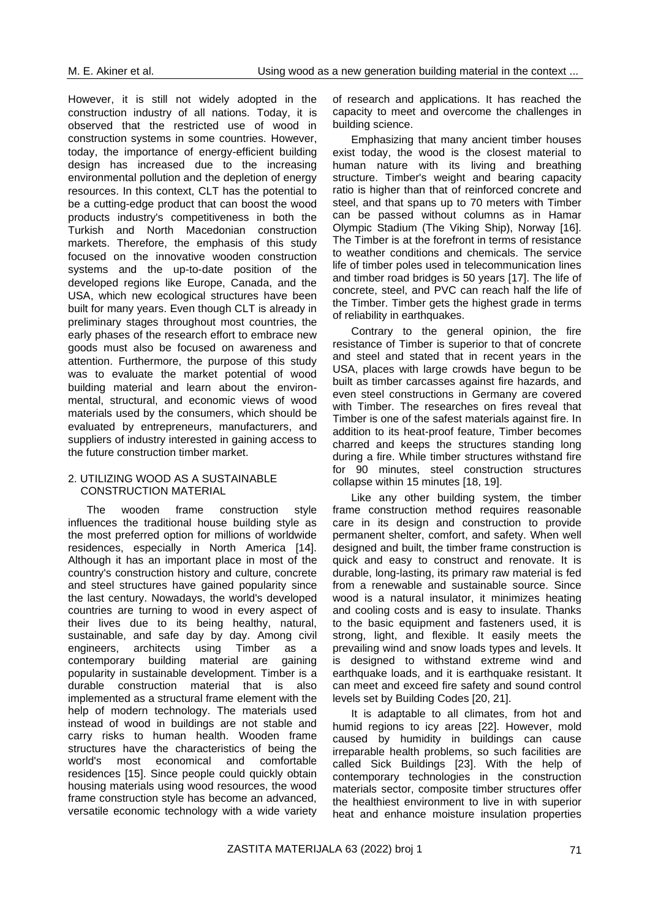However, it is still not widely adopted in the construction industry of all nations. Today, it is observed that the restricted use of wood in construction systems in some countries. However, today, the importance of energy-efficient building design has increased due to the increasing environmental pollution and the depletion of energy resources. In this context, CLT has the potential to be a cutting-edge product that can boost the wood products industry's competitiveness in both the Turkish and North Macedonian construction markets. Therefore, the emphasis of this study focused on the innovative wooden construction systems and the up-to-date position of the developed regions like Europe, Canada, and the USA, which new ecological structures have been built for many years. Even though CLT is already in preliminary stages throughout most countries, the early phases of the research effort to embrace new goods must also be focused on awareness and attention. Furthermore, the purpose of this study was to evaluate the market potential of wood building material and learn about the environmental, structural, and economic views of wood materials used by the consumers, which should be evaluated by entrepreneurs, manufacturers, and suppliers of industry interested in gaining access to the future construction timber market.

## 2. UTILIZING WOOD AS A SUSTAINABLE CONSTRUCTION MATERIAL

The wooden frame construction style influences the traditional house building style as the most preferred option for millions of worldwide residences, especially in North America [14]. Although it has an important place in most of the country's construction history and culture, concrete and steel structures have gained popularity since the last century. Nowadays, the world's developed countries are turning to wood in every aspect of their lives due to its being healthy, natural, sustainable, and safe day by day. Among civil engineers, architects using Timber as a contemporary building material are gaining popularity in sustainable development. Timber is a durable construction material that is also implemented as a structural frame element with the help of modern technology. The materials used instead of wood in buildings are not stable and carry risks to human health. Wooden frame structures have the characteristics of being the world's most economical and comfortable residences [15]. Since people could quickly obtain housing materials using wood resources, the wood frame construction style has become an advanced, versatile economic technology with a wide variety of research and applications. It has reached the capacity to meet and overcome the challenges in building science.

Emphasizing that many ancient timber houses exist today, the wood is the closest material to human nature with its living and breathing structure. Timber's weight and bearing capacity ratio is higher than that of reinforced concrete and steel, and that spans up to 70 meters with Timber can be passed without columns as in Hamar Olympic Stadium (The Viking Ship), Norway [16]. The Timber is at the forefront in terms of resistance to weather conditions and chemicals. The service life of timber poles used in telecommunication lines and timber road bridges is 50 years [17]. The life of concrete, steel, and PVC can reach half the life of the Timber. Timber gets the highest grade in terms of reliability in earthquakes.

Contrary to the general opinion, the fire resistance of Timber is superior to that of concrete and steel and stated that in recent years in the USA, places with large crowds have begun to be built as timber carcasses against fire hazards, and even steel constructions in Germany are covered with Timber. The researches on fires reveal that Timber is one of the safest materials against fire. In addition to its heat-proof feature, Timber becomes charred and keeps the structures standing long during a fire. While timber structures withstand fire for 90 minutes, steel construction structures collapse within 15 minutes [18, 19].

Like any other building system, the timber frame construction method requires reasonable care in its design and construction to provide permanent shelter, comfort, and safety. When well designed and built, the timber frame construction is quick and easy to construct and renovate. It is durable, long-lasting, its primary raw material is fed from a renewable and sustainable source. Since wood is a natural insulator, it minimizes heating and cooling costs and is easy to insulate. Thanks to the basic equipment and fasteners used, it is strong, light, and flexible. It easily meets the prevailing wind and snow loads types and levels. It is designed to withstand extreme wind and earthquake loads, and it is earthquake resistant. It can meet and exceed fire safety and sound control levels set by Building Codes [20, 21].

It is adaptable to all climates, from hot and humid regions to icy areas [22]. However, mold caused by humidity in buildings can cause irreparable health problems, so such facilities are called Sick Buildings [23]. With the help of contemporary technologies in the construction materials sector, composite timber structures offer the healthiest environment to live in with superior heat and enhance moisture insulation properties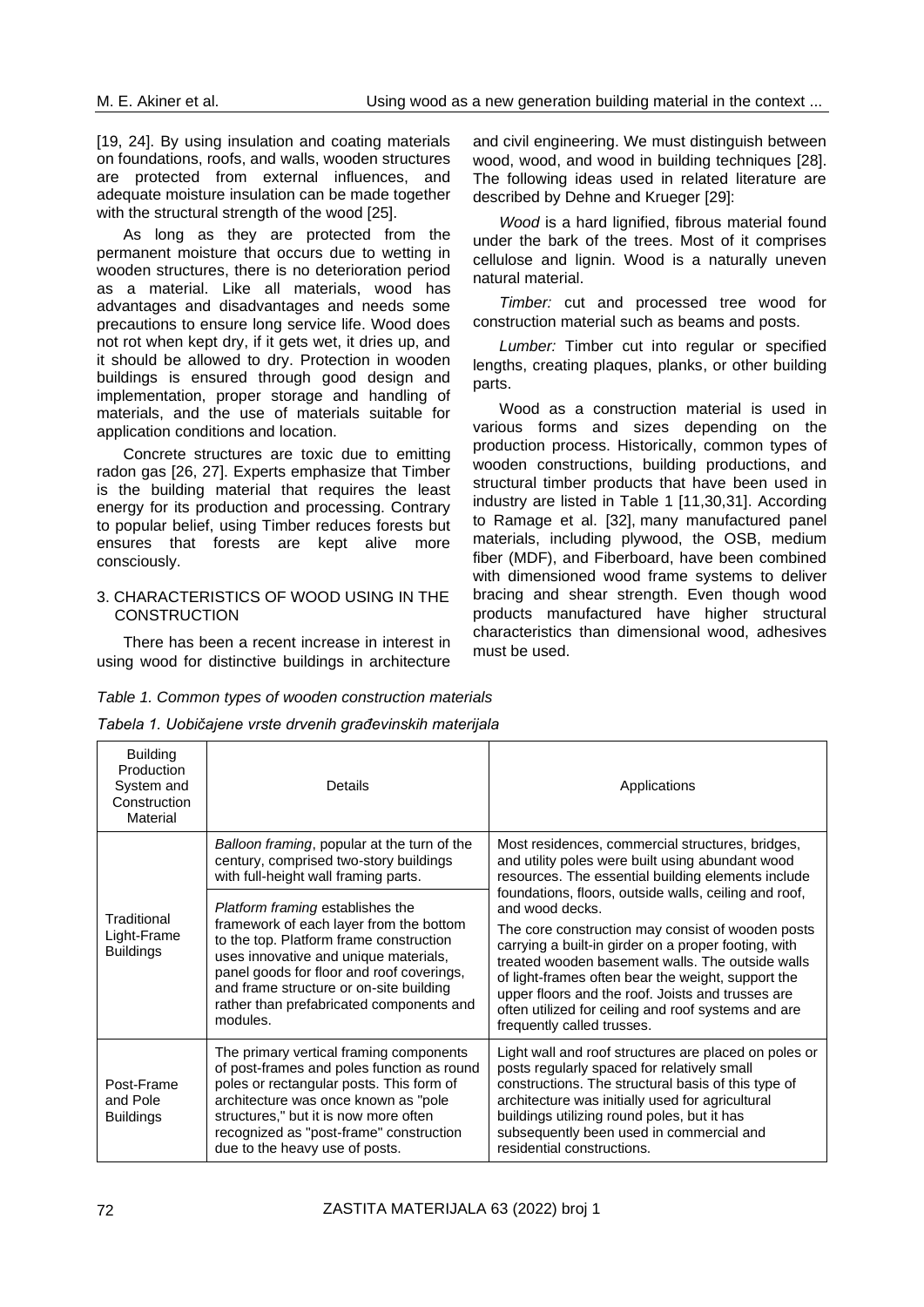[19, 24]. By using insulation and coating materials on foundations, roofs, and walls, wooden structures are protected from external influences, and adequate moisture insulation can be made together with the structural strength of the wood [25].

As long as they are protected from the permanent moisture that occurs due to wetting in wooden structures, there is no deterioration period as a material. Like all materials, wood has advantages and disadvantages and needs some precautions to ensure long service life. Wood does not rot when kept dry, if it gets wet, it dries up, and it should be allowed to dry. Protection in wooden buildings is ensured through good design and implementation, proper storage and handling of materials, and the use of materials suitable for application conditions and location.

Concrete structures are toxic due to emitting radon gas [26, 27]. Experts emphasize that Timber is the building material that requires the least energy for its production and processing. Contrary to popular belief, using Timber reduces forests but ensures that forests are kept alive more consciously.

## 3. CHARACTERISTICS OF WOOD USING IN THE CONSTRUCTION

There has been a recent increase in interest in using wood for distinctive buildings in architecture and civil engineering. We must distinguish between wood, wood, and wood in building techniques [28]. The following ideas used in related literature are described by Dehne and Krueger [29]:

*Wood* is a hard lignified, fibrous material found under the bark of the trees. Most of it comprises cellulose and lignin. Wood is a naturally uneven natural material.

*Timber:* cut and processed tree wood for construction material such as beams and posts.

*Lumber:* Timber cut into regular or specified lengths, creating plaques, planks, or other building parts.

Wood as a construction material is used in various forms and sizes depending on the production process. Historically, common types of wooden constructions, building productions, and structural timber products that have been used in industry are listed in Table 1 [11,30,31]. According to Ramage et al. [32], many manufactured panel materials, including plywood, the OSB, medium fiber (MDF), and Fiberboard, have been combined with dimensioned wood frame systems to deliver bracing and shear strength. Even though wood products manufactured have higher structural characteristics than dimensional wood, adhesives must be used.

*Table 1. Common types of wooden construction materials*

*Tabela 1. Uobičajene vrste drvenih građevinskih materijala*

| Building Production System and Construction Material | Details | Applications |
|---|---|---|
| Traditional Light-Frame Buildings | *Balloon framing*, popular at the turn of the century, comprised two-story buildings with full-height wall framing parts. | Most residences, commercial structures, bridges, and utility poles were built using abundant wood resources. The essential building elements include foundations, floors, outside walls, ceiling and roof, and wood decks. |
| | *Platform framing* establishes the framework of each layer from the bottom to the top. Platform frame construction uses innovative and unique materials, panel goods for floor and roof coverings, and frame structure or on-site building rather than prefabricated components and modules. | The core construction may consist of wooden posts carrying a built-in girder on a proper footing, with treated wooden basement walls. The outside walls of light-frames often bear the weight, support the upper floors and the roof. Joists and trusses are often utilized for ceiling and roof systems and are frequently called trusses. |
| Post-Frame and Pole Buildings | The primary vertical framing components of post-frames and poles function as round poles or rectangular posts. This form of architecture was once known as "pole structures," but it is now more often recognized as "post-frame" construction due to the heavy use of posts. | Light wall and roof structures are placed on poles or posts regularly spaced for relatively small constructions. The structural basis of this type of architecture was initially used for agricultural buildings utilizing round poles, but it has subsequently been used in commercial and residential constructions. |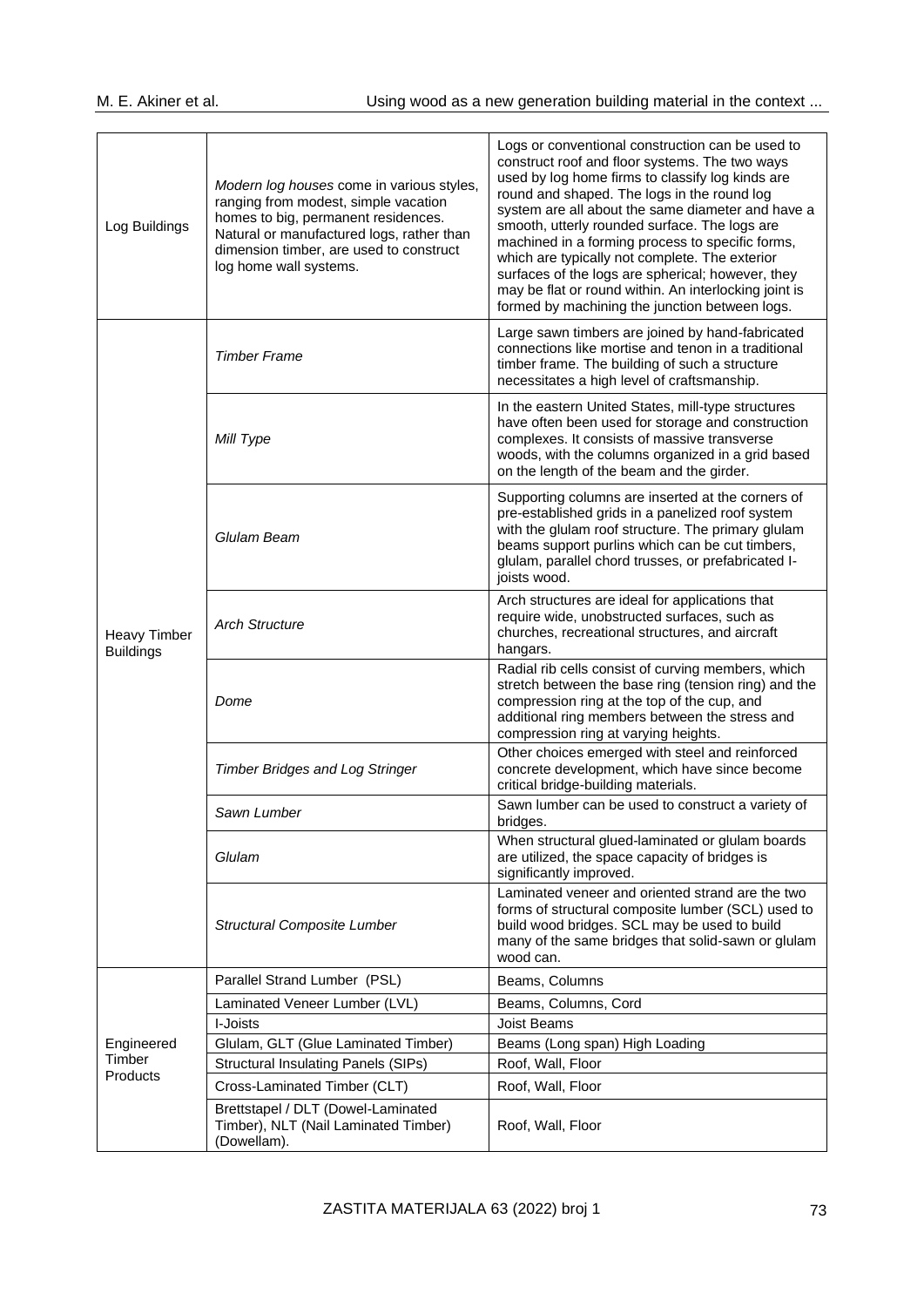| | | |
|---|---|---|
| Log Buildings | *Modern log houses* come in various styles, ranging from modest, simple vacation homes to big, permanent residences. Natural or manufactured logs, rather than dimension timber, are used to construct log home wall systems. | Logs or conventional construction can be used to construct roof and floor systems. The two ways used by log home firms to classify log kinds are round and shaped. The logs in the round log system are all about the same diameter and have a smooth, utterly rounded surface. The logs are machined in a forming process to specific forms, which are typically not complete. The exterior surfaces of the logs are spherical; however, they may be flat or round within. An interlocking joint is formed by machining the junction between logs. |
| Heavy Timber Buildings | *Timber Frame* | Large sawn timbers are joined by hand-fabricated connections like mortise and tenon in a traditional timber frame. The building of such a structure necessitates a high level of craftsmanship. |
| | *Mill Type* | In the eastern United States, mill-type structures have often been used for storage and construction complexes. It consists of massive transverse woods, with the columns organized in a grid based on the length of the beam and the girder. |
| | *Glulam Beam* | Supporting columns are inserted at the corners of pre-established grids in a panelized roof system with the glulam roof structure. The primary glulam beams support purlins which can be cut timbers, glulam, parallel chord trusses, or prefabricated I-joists wood. |
| | *Arch Structure* | Arch structures are ideal for applications that require wide, unobstructed surfaces, such as churches, recreational structures, and aircraft hangars. |
| | *Dome* | Radial rib cells consist of curving members, which stretch between the base ring (tension ring) and the compression ring at the top of the cup, and additional ring members between the stress and compression ring at varying heights. |
| | *Timber Bridges and Log Stringer* | Other choices emerged with steel and reinforced concrete development, which have since become critical bridge-building materials. |
| | *Sawn Lumber* | Sawn lumber can be used to construct a variety of bridges. |
| | *Glulam* | When structural glued-laminated or glulam boards are utilized, the space capacity of bridges is significantly improved. |
| | *Structural Composite Lumber* | Laminated veneer and oriented strand are the two forms of structural composite lumber (SCL) used to build wood bridges. SCL may be used to build many of the same bridges that solid-sawn or glulam wood can. |
| Engineered Timber Products | Parallel Strand Lumber (PSL) | Beams, Columns |
| | Laminated Veneer Lumber (LVL) | Beams, Columns, Cord |
| | I-Joists | Joist Beams |
| | Glulam, GLT (Glue Laminated Timber) | Beams (Long span) High Loading |
| | Structural Insulating Panels (SIPs) | Roof, Wall, Floor |
| | Cross-Laminated Timber (CLT) | Roof, Wall, Floor |
| | Brettstapel / DLT (Dowel-Laminated Timber), NLT (Nail Laminated Timber) (Dowellam). | Roof, Wall, Floor |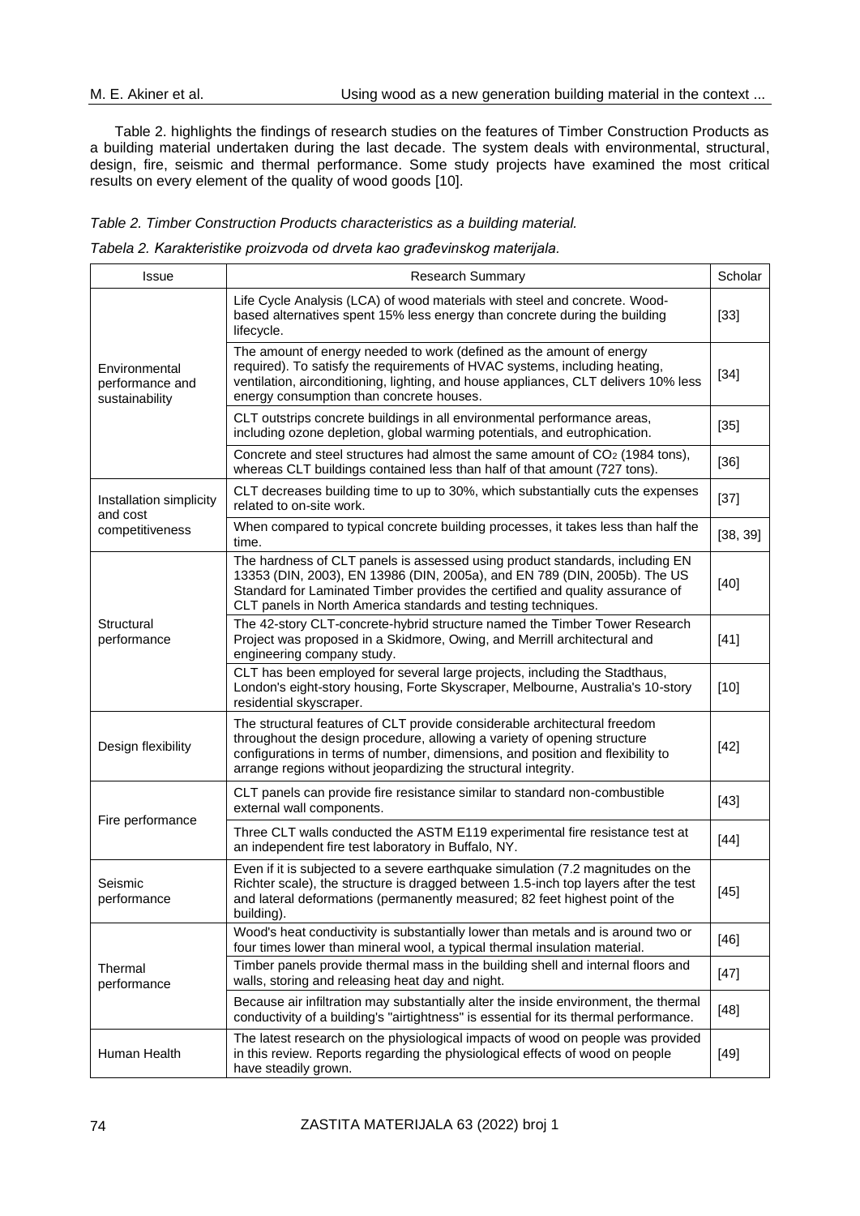Table 2. highlights the findings of research studies on the features of Timber Construction Products as a building material undertaken during the last decade. The system deals with environmental, structural, design, fire, seismic and thermal performance. Some study projects have examined the most critical results on every element of the quality of wood goods [10].

*Table 2. Timber Construction Products characteristics as a building material.*

*Tabela 2. Karakteristike proizvoda od drveta kao građevinskog materijala.*

| Issue | Research Summary | Scholar |
|---|---|---|
| Environmental performance and sustainability | Life Cycle Analysis (LCA) of wood materials with steel and concrete. Wood-based alternatives spent 15% less energy than concrete during the building lifecycle. | [33] |
| | The amount of energy needed to work (defined as the amount of energy required). To satisfy the requirements of HVAC systems, including heating, ventilation, airconditioning, lighting, and house appliances, CLT delivers 10% less energy consumption than concrete houses. | [34] |
| | CLT outstrips concrete buildings in all environmental performance areas, including ozone depletion, global warming potentials, and eutrophication. | [35] |
| | Concrete and steel structures had almost the same amount of $CO_2$ (1984 tons), whereas CLT buildings contained less than half of that amount (727 tons). | [36] |
| Installation simplicity and cost competitiveness | CLT decreases building time to up to 30%, which substantially cuts the expenses related to on-site work. | [37] |
| | When compared to typical concrete building processes, it takes less than half the time. | [38, 39] |
| Structural performance | The hardness of CLT panels is assessed using product standards, including EN 13353 (DIN, 2003), EN 13986 (DIN, 2005a), and EN 789 (DIN, 2005b). The US Standard for Laminated Timber provides the certified and quality assurance of CLT panels in North America standards and testing techniques. | [40] |
| | The 42-story CLT-concrete-hybrid structure named the Timber Tower Research Project was proposed in a Skidmore, Owing, and Merrill architectural and engineering company study. | [41] |
| | CLT has been employed for several large projects, including the Stadthaus, London's eight-story housing, Forte Skyscraper, Melbourne, Australia's 10-story residential skyscraper. | [10] |
| Design flexibility | The structural features of CLT provide considerable architectural freedom throughout the design procedure, allowing a variety of opening structure configurations in terms of number, dimensions, and position and flexibility to arrange regions without jeopardizing the structural integrity. | [42] |
| Fire performance | CLT panels can provide fire resistance similar to standard non-combustible external wall components. | [43] |
| | Three CLT walls conducted the ASTM E119 experimental fire resistance test at an independent fire test laboratory in Buffalo, NY. | [44] |
| Seismic performance | Even if it is subjected to a severe earthquake simulation (7.2 magnitudes on the Richter scale), the structure is dragged between 1.5-inch top layers after the test and lateral deformations (permanently measured; 82 feet highest point of the building). | [45] |
| Thermal performance | Wood's heat conductivity is substantially lower than metals and is around two or four times lower than mineral wool, a typical thermal insulation material. | [46] |
| | Timber panels provide thermal mass in the building shell and internal floors and walls, storing and releasing heat day and night. | [47] |
| | Because air infiltration may substantially alter the inside environment, the thermal conductivity of a building's "airtightness" is essential for its thermal performance. | [48] |
| Human Health | The latest research on the physiological impacts of wood on people was provided in this review. Reports regarding the physiological effects of wood on people have steadily grown. | [49] |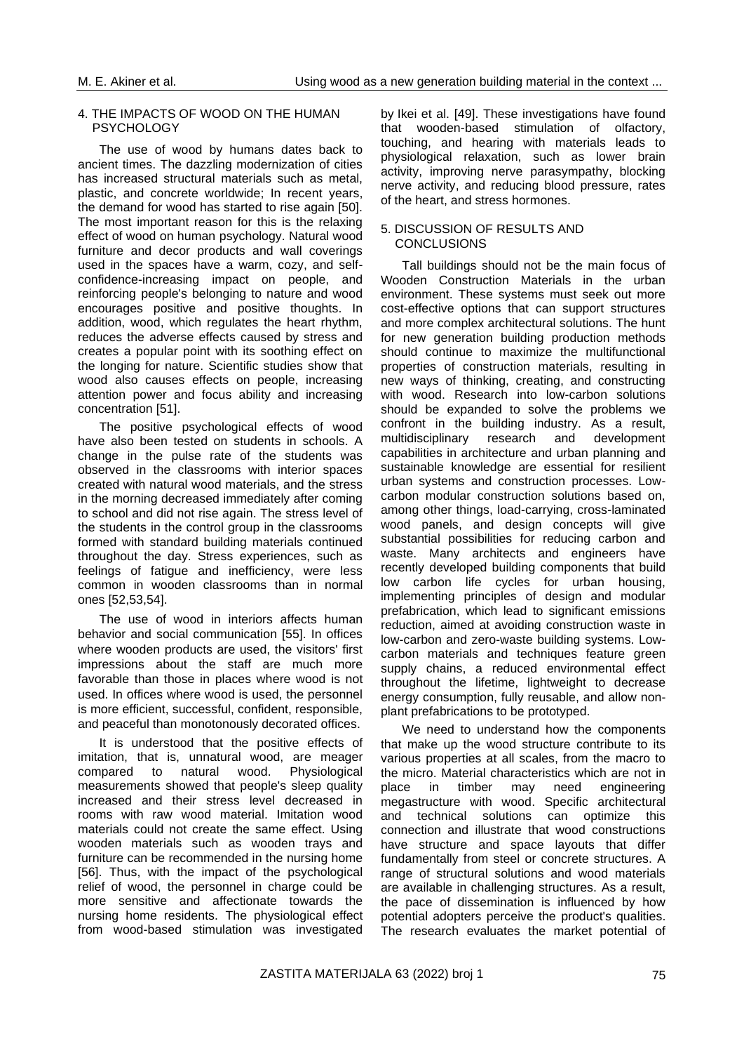## 4. THE IMPACTS OF WOOD ON THE HUMAN PSYCHOLOGY

The use of wood by humans dates back to ancient times. The dazzling modernization of cities has increased structural materials such as metal, plastic, and concrete worldwide; In recent years, the demand for wood has started to rise again [50]. The most important reason for this is the relaxing effect of wood on human psychology. Natural wood furniture and decor products and wall coverings used in the spaces have a warm, cozy, and self-confidence-increasing impact on people, and reinforcing people's belonging to nature and wood encourages positive and positive thoughts. In addition, wood, which regulates the heart rhythm, reduces the adverse effects caused by stress and creates a popular point with its soothing effect on the longing for nature. Scientific studies show that wood also causes effects on people, increasing attention power and focus ability and increasing concentration [51].

The positive psychological effects of wood have also been tested on students in schools. A change in the pulse rate of the students was observed in the classrooms with interior spaces created with natural wood materials, and the stress in the morning decreased immediately after coming to school and did not rise again. The stress level of the students in the control group in the classrooms formed with standard building materials continued throughout the day. Stress experiences, such as feelings of fatigue and inefficiency, were less common in wooden classrooms than in normal ones [52,53,54].

The use of wood in interiors affects human behavior and social communication [55]. In offices where wooden products are used, the visitors' first impressions about the staff are much more favorable than those in places where wood is not used. In offices where wood is used, the personnel is more efficient, successful, confident, responsible, and peaceful than monotonously decorated offices.

It is understood that the positive effects of imitation, that is, unnatural wood, are meager compared to natural wood. Physiological measurements showed that people's sleep quality increased and their stress level decreased in rooms with raw wood material. Imitation wood materials could not create the same effect. Using wooden materials such as wooden trays and furniture can be recommended in the nursing home [56]. Thus, with the impact of the psychological relief of wood, the personnel in charge could be more sensitive and affectionate towards the nursing home residents. The physiological effect from wood-based stimulation was investigated by Ikei et al. [49]. These investigations have found that wooden-based stimulation of olfactory, touching, and hearing with materials leads to physiological relaxation, such as lower brain activity, improving nerve parasympathy, blocking nerve activity, and reducing blood pressure, rates of the heart, and stress hormones.

## 5. DISCUSSION OF RESULTS AND CONCLUSIONS

Tall buildings should not be the main focus of Wooden Construction Materials in the urban environment. These systems must seek out more cost-effective options that can support structures and more complex architectural solutions. The hunt for new generation building production methods should continue to maximize the multifunctional properties of construction materials, resulting in new ways of thinking, creating, and constructing with wood. Research into low-carbon solutions should be expanded to solve the problems we confront in the building industry. As a result, multidisciplinary research and development capabilities in architecture and urban planning and sustainable knowledge are essential for resilient urban systems and construction processes. Low-carbon modular construction solutions based on, among other things, load-carrying, cross-laminated wood panels, and design concepts will give substantial possibilities for reducing carbon and waste. Many architects and engineers have recently developed building components that build low carbon life cycles for urban housing, implementing principles of design and modular prefabrication, which lead to significant emissions reduction, aimed at avoiding construction waste in low-carbon and zero-waste building systems. Low-carbon materials and techniques feature green supply chains, a reduced environmental effect throughout the lifetime, lightweight to decrease energy consumption, fully reusable, and allow non-plant prefabrications to be prototyped.

We need to understand how the components that make up the wood structure contribute to its various properties at all scales, from the macro to the micro. Material characteristics which are not in place in timber may need engineering megastructure with wood. Specific architectural and technical solutions can optimize this connection and illustrate that wood constructions have structure and space layouts that differ fundamentally from steel or concrete structures. A range of structural solutions and wood materials are available in challenging structures. As a result, the pace of dissemination is influenced by how potential adopters perceive the product's qualities. The research evaluates the market potential of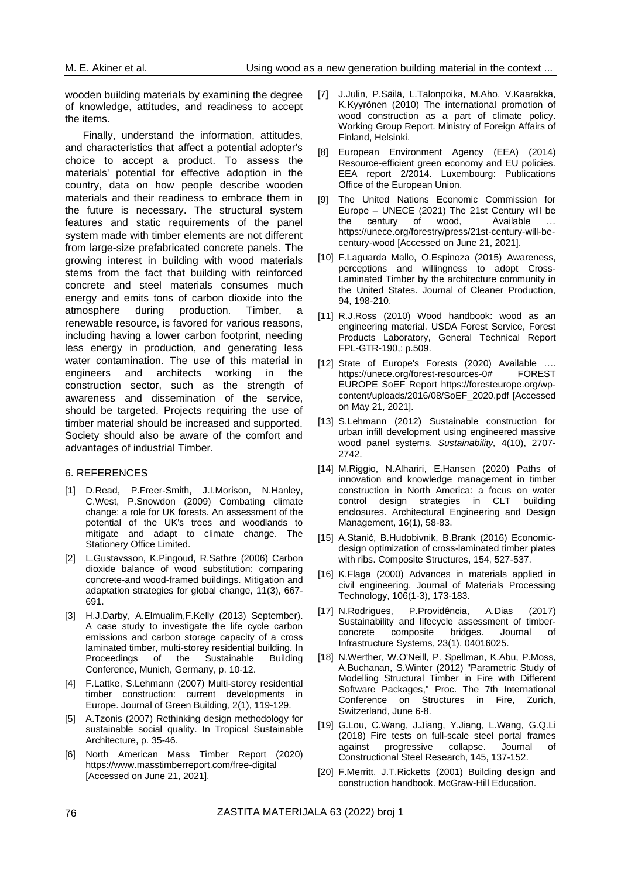wooden building materials by examining the degree of knowledge, attitudes, and readiness to accept the items.

Finally, understand the information, attitudes, and characteristics that affect a potential adopter's choice to accept a product. To assess the materials' potential for effective adoption in the country, data on how people describe wooden materials and their readiness to embrace them in the future is necessary. The structural system features and static requirements of the panel system made with timber elements are not different from large-size prefabricated concrete panels. The growing interest in building with wood materials stems from the fact that building with reinforced concrete and steel materials consumes much energy and emits tons of carbon dioxide into the atmosphere during production. Timber, a renewable resource, is favored for various reasons, including having a lower carbon footprint, needing less energy in production, and generating less water contamination. The use of this material in engineers and architects working in the construction sector, such as the strength of awareness and dissemination of the service, should be targeted. Projects requiring the use of timber material should be increased and supported. Society should also be aware of the comfort and advantages of industrial Timber.

## 6. REFERENCES

[1] D.Read, P.Freer-Smith, J.I.Morison, N.Hanley, C.West, P.Snowdon (2009) Combating climate change: a role for UK forests. An assessment of the potential of the UK's trees and woodlands to mitigate and adapt to climate change. The Stationery Office Limited.

[2] L.Gustavsson, K.Pingoud, R.Sathre (2006) Carbon dioxide balance of wood substitution: comparing concrete-and wood-framed buildings. Mitigation and adaptation strategies for global change, 11(3), 667-691.

[3] H.J.Darby, A.Elmualim,F.Kelly (2013) September). A case study to investigate the life cycle carbon emissions and carbon storage capacity of a cross laminated timber, multi-storey residential building. In Proceedings of the Sustainable Building Conference, Munich, Germany, p. 10-12.

[4] F.Lattke, S.Lehmann (2007) Multi-storey residential timber construction: current developments in Europe. Journal of Green Building, 2(1), 119-129.

[5] A.Tzonis (2007) Rethinking design methodology for sustainable social quality. In Tropical Sustainable Architecture, p. 35-46.

[6] North American Mass Timber Report (2020) https://www.masstimberreport.com/free-digital [Accessed on June 21, 2021].

[7] J.Julin, P.Säilä, L.Talonpoika, M.Aho, V.Kaarakka, K.Kyyrönen (2010) The international promotion of wood construction as a part of climate policy. Working Group Report. Ministry of Foreign Affairs of Finland, Helsinki.

[8] European Environment Agency (EEA) (2014) Resource-efficient green economy and EU policies. EEA report 2/2014. Luxembourg: Publications Office of the European Union.

[9] The United Nations Economic Commission for Europe – UNECE (2021) The 21st Century will be the century of wood, Available … https://unece.org/forestry/press/21st-century-will-be-century-wood [Accessed on June 21, 2021].

[10] F.Laguarda Mallo, O.Espinoza (2015) Awareness, perceptions and willingness to adopt Cross-Laminated Timber by the architecture community in the United States. Journal of Cleaner Production, 94, 198-210.

[11] R.J.Ross (2010) Wood handbook: wood as an engineering material. USDA Forest Service, Forest Products Laboratory, General Technical Report FPL-GTR-190,: p.509.

[12] State of Europe's Forests (2020) Available …. https://unece.org/forest-resources-0# FOREST EUROPE SoEF Report https://foresteurope.org/wp-content/uploads/2016/08/SoEF_2020.pdf [Accessed on May 21, 2021].

[13] S.Lehmann (2012) Sustainable construction for urban infill development using engineered massive wood panel systems. *Sustainability,* 4(10), 2707-2742.

[14] M.Riggio, N.Alhariri, E.Hansen (2020) Paths of innovation and knowledge management in timber construction in North America: a focus on water control design strategies in CLT building enclosures. Architectural Engineering and Design Management, 16(1), 58-83.

[15] A.Stanić, B.Hudobivnik, B.Brank (2016) Economic-design optimization of cross-laminated timber plates with ribs. Composite Structures, 154, 527-537.

[16] K.Flaga (2000) Advances in materials applied in civil engineering. Journal of Materials Processing Technology, 106(1-3), 173-183.

[17] N.Rodrigues, P.Providência, A.Dias (2017) Sustainability and lifecycle assessment of timber-concrete composite bridges. Journal of Infrastructure Systems, 23(1), 04016025.

[18] N.Werther, W.O'Neill, P. Spellman, K.Abu, P.Moss, A.Buchanan, S.Winter (2012) "Parametric Study of Modelling Structural Timber in Fire with Different Software Packages," Proc. The 7th International Conference on Structures in Fire, Zurich, Switzerland, June 6-8.

[19] G.Lou, C.Wang, J.Jiang, Y.Jiang, L.Wang, G.Q.Li (2018) Fire tests on full-scale steel portal frames against progressive collapse. Journal of Constructional Steel Research, 145, 137-152.

[20] F.Merritt, J.T.Ricketts (2001) Building design and construction handbook. McGraw-Hill Education.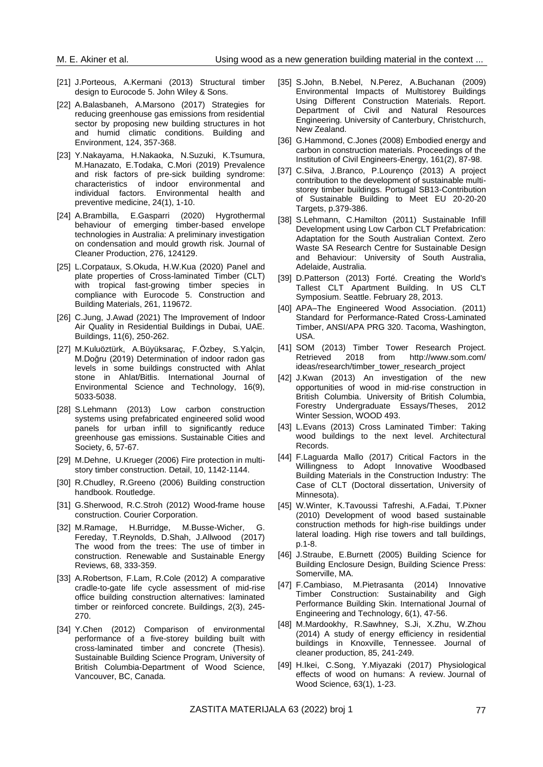[21] J.Porteous, A.Kermani (2013) Structural timber design to Eurocode 5. John Wiley & Sons.

[22] A.Balasbaneh, A.Marsono (2017) Strategies for reducing greenhouse gas emissions from residential sector by proposing new building structures in hot and humid climatic conditions. Building and Environment, 124, 357-368.

[23] Y.Nakayama, H.Nakaoka, N.Suzuki, K.Tsumura, M.Hanazato, E.Todaka, C.Mori (2019) Prevalence and risk factors of pre-sick building syndrome: characteristics of indoor environmental and individual factors. Environmental health and preventive medicine, 24(1), 1-10.

[24] A.Brambilla, E.Gasparri (2020) Hygrothermal behaviour of emerging timber-based envelope technologies in Australia: A preliminary investigation on condensation and mould growth risk. Journal of Cleaner Production, 276, 124129.

[25] L.Corpataux, S.Okuda, H.W.Kua (2020) Panel and plate properties of Cross-laminated Timber (CLT) with tropical fast-growing timber species in compliance with Eurocode 5. Construction and Building Materials, 261, 119672.

[26] C.Jung, J.Awad (2021) The Improvement of Indoor Air Quality in Residential Buildings in Dubai, UAE. Buildings, 11(6), 250-262.

[27] M.Kuluöztürk, A.Büyüksaraç, F.Özbey, S.Yalçin, M.Doğru (2019) Determination of indoor radon gas levels in some buildings constructed with Ahlat stone in Ahlat/Bitlis. International Journal of Environmental Science and Technology, 16(9), 5033-5038.

[28] S.Lehmann (2013) Low carbon construction systems using prefabricated engineered solid wood panels for urban infill to significantly reduce greenhouse gas emissions. Sustainable Cities and Society, 6, 57-67.

[29] M.Dehne, U.Krueger (2006) Fire protection in multi-story timber construction. Detail, 10, 1142-1144.

[30] R.Chudley, R.Greeno (2006) Building construction handbook. Routledge.

[31] G.Sherwood, R.C.Stroh (2012) Wood-frame house construction. Courier Corporation.

[32] M.Ramage, H.Burridge, M.Busse-Wicher, G. Fereday, T.Reynolds, D.Shah, J.Allwood (2017) The wood from the trees: The use of timber in construction. Renewable and Sustainable Energy Reviews, 68, 333-359.

[33] A.Robertson, F.Lam, R.Cole (2012) A comparative cradle-to-gate life cycle assessment of mid-rise office building construction alternatives: laminated timber or reinforced concrete. Buildings, 2(3), 245-270.

[34] Y.Chen (2012) Comparison of environmental performance of a five-storey building built with cross-laminated timber and concrete (Thesis). Sustainable Building Science Program, University of British Columbia-Department of Wood Science, Vancouver, BC, Canada.

[35] S.John, B.Nebel, N.Perez, A.Buchanan (2009) Environmental Impacts of Multistorey Buildings Using Different Construction Materials. Report. Department of Civil and Natural Resources Engineering. University of Canterbury, Christchurch, New Zealand.

[36] G.Hammond, C.Jones (2008) Embodied energy and carbon in construction materials. Proceedings of the Institution of Civil Engineers-Energy, 161(2), 87-98.

[37] C.Silva, J.Branco, P.Lourenço (2013) A project contribution to the development of sustainable multi-storey timber buildings. Portugal SB13-Contribution of Sustainable Building to Meet EU 20-20-20 Targets, p.379-386.

[38] S.Lehmann, C.Hamilton (2011) Sustainable Infill Development using Low Carbon CLT Prefabrication: Adaptation for the South Australian Context. Zero Waste SA Research Centre for Sustainable Design and Behaviour: University of South Australia, Adelaide, Australia.

[39] D.Patterson (2013) Forté. Creating the World's Tallest CLT Apartment Building. In US CLT Symposium. Seattle. February 28, 2013.

[40] APA–The Engineered Wood Association. (2011) Standard for Performance-Rated Cross-Laminated Timber, ANSI/APA PRG 320. Tacoma, Washington, USA.

[41] SOM (2013) Timber Tower Research Project. Retrieved 2018 from http://www.som.com/ideas/research/timber_tower_research_project

[42] J.Kwan (2013) An investigation of the new opportunities of wood in mid-rise construction in British Columbia. University of British Columbia, Forestry Undergraduate Essays/Theses, 2012 Winter Session, WOOD 493.

[43] L.Evans (2013) Cross Laminated Timber: Taking wood buildings to the next level. Architectural Records.

[44] F.Laguarda Mallo (2017) Critical Factors in the Willingness to Adopt Innovative Woodbased Building Materials in the Construction Industry: The Case of CLT (Doctoral dissertation, University of Minnesota).

[45] W.Winter, K.Tavoussi Tafreshi, A.Fadai, T.Pixner (2010) Development of wood based sustainable construction methods for high-rise buildings under lateral loading. High rise towers and tall buildings, p.1-8.

[46] J.Straube, E.Burnett (2005) Building Science for Building Enclosure Design, Building Science Press: Somerville, MA.

[47] F.Cambiaso, M.Pietrasanta (2014) Innovative Timber Construction: Sustainability and Gigh Performance Building Skin. International Journal of Engineering and Technology, 6(1), 47-56.

[48] M.Mardookhy, R.Sawhney, S.Ji, X.Zhu, W.Zhou (2014) A study of energy efficiency in residential buildings in Knoxville, Tennessee. Journal of cleaner production, 85, 241-249.

[49] H.Ikei, C.Song, Y.Miyazaki (2017) Physiological effects of wood on humans: A review. Journal of Wood Science, 63(1), 1-23.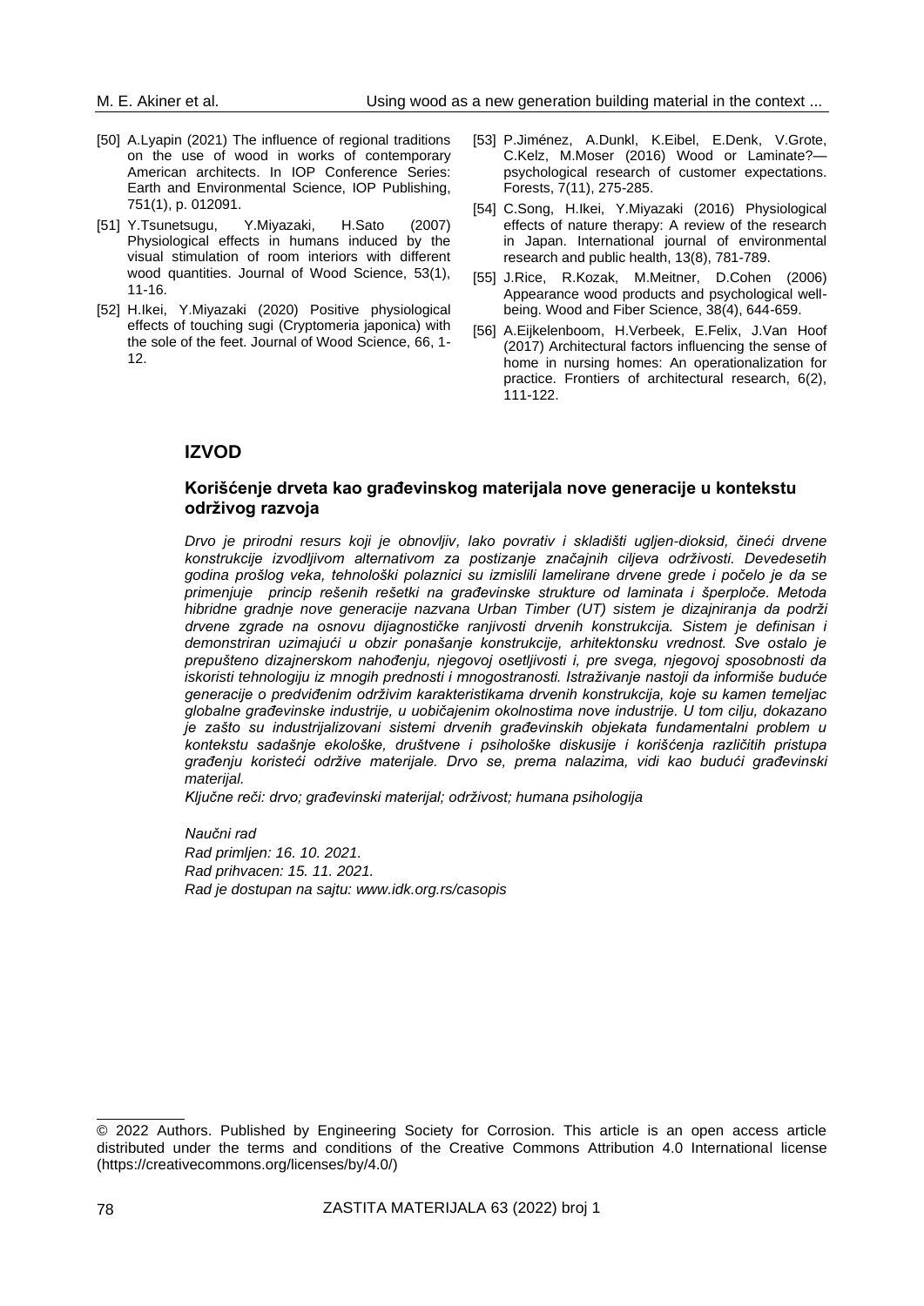[50] A.Lyapin (2021) The influence of regional traditions on the use of wood in works of contemporary American architects. In IOP Conference Series: Earth and Environmental Science, IOP Publishing, 751(1), p. 012091.

[51] Y.Tsunetsugu, Y.Miyazaki, H.Sato (2007) Physiological effects in humans induced by the visual stimulation of room interiors with different wood quantities. Journal of Wood Science, 53(1), 11-16.

[52] H.Ikei, Y.Miyazaki (2020) Positive physiological effects of touching sugi (Cryptomeria japonica) with the sole of the feet. Journal of Wood Science, 66, 1-12.

[53] P.Jiménez, A.Dunkl, K.Eibel, E.Denk, V.Grote, C.Kelz, M.Moser (2016) Wood or Laminate?—psychological research of customer expectations. Forests, 7(11), 275-285.

[54] C.Song, H.Ikei, Y.Miyazaki (2016) Physiological effects of nature therapy: A review of the research in Japan. International journal of environmental research and public health, 13(8), 781-789.

[55] J.Rice, R.Kozak, M.Meitner, D.Cohen (2006) Appearance wood products and psychological well-being. Wood and Fiber Science, 38(4), 644-659.

[56] A.Eijkelenboom, H.Verbeek, E.Felix, J.Van Hoof (2017) Architectural factors influencing the sense of home in nursing homes: An operationalization for practice. Frontiers of architectural research, 6(2), 111-122.

## IZVOD

### Korišćenje drveta kao građevinskog materijala nove generacije u kontekstu održivog razvoja

*Drvo je prirodni resurs koji je obnovljiv, lako povrativ i skladišti ugljen-dioksid, čineći drvene konstrukcije izvodljivom alternativom za postizanje značajnih ciljeva održivosti. Devedesetih godina prošlog veka, tehnološki polaznici su izmislili lamelirane drvene grede i počelo je da se primenjuje princip rešenih rešetki na građevinske strukture od laminata i šperploče. Metoda hibridne gradnje nove generacije nazvana Urban Timber (UT) sistem je dizajniranja da podrži drvene zgrade na osnovu dijagnostičke ranjivosti drvenih konstrukcija. Sistem je definisan i demonstriran uzimajući u obzir ponašanje konstrukcije, arhitektonsku vrednost. Sve ostalo je prepušteno dizajnerskom nahođenju, njegovoj osetljivosti i, pre svega, njegovoj sposobnosti da iskoristi tehnologiju iz mnogih prednosti i mnogostranosti. Istraživanje nastoji da informiše buduće generacije o predviđenim održivim karakteristikama drvenih konstrukcija, koje su kamen temeljac globalne građevinske industrije, u uobičajenim okolnostima nove industrije. U tom cilju, dokazano je zašto su industrijalizovani sistemi drvenih građevinskih objekata fundamentalni problem u kontekstu sadašnje ekološke, društvene i psihološke diskusije i korišćenja različitih pristupa građenju koristeći održive materijale. Drvo se, prema nalazima, vidi kao budući građevinski materijal.*

*Ključne reči: drvo; građevinski materijal; održivost; humana psihologija*

*Naučni rad*
*Rad primljen: 16. 10. 2021.*
*Rad prihvacen: 15. 11. 2021.*
*Rad je dostupan na sajtu: www.idk.org.rs/casopis*

© 2022 Authors. Published by Engineering Society for Corrosion. This article is an open access article distributed under the terms and conditions of the Creative Commons Attribution 4.0 International license (https://creativecommons.org/licenses/by/4.0/)